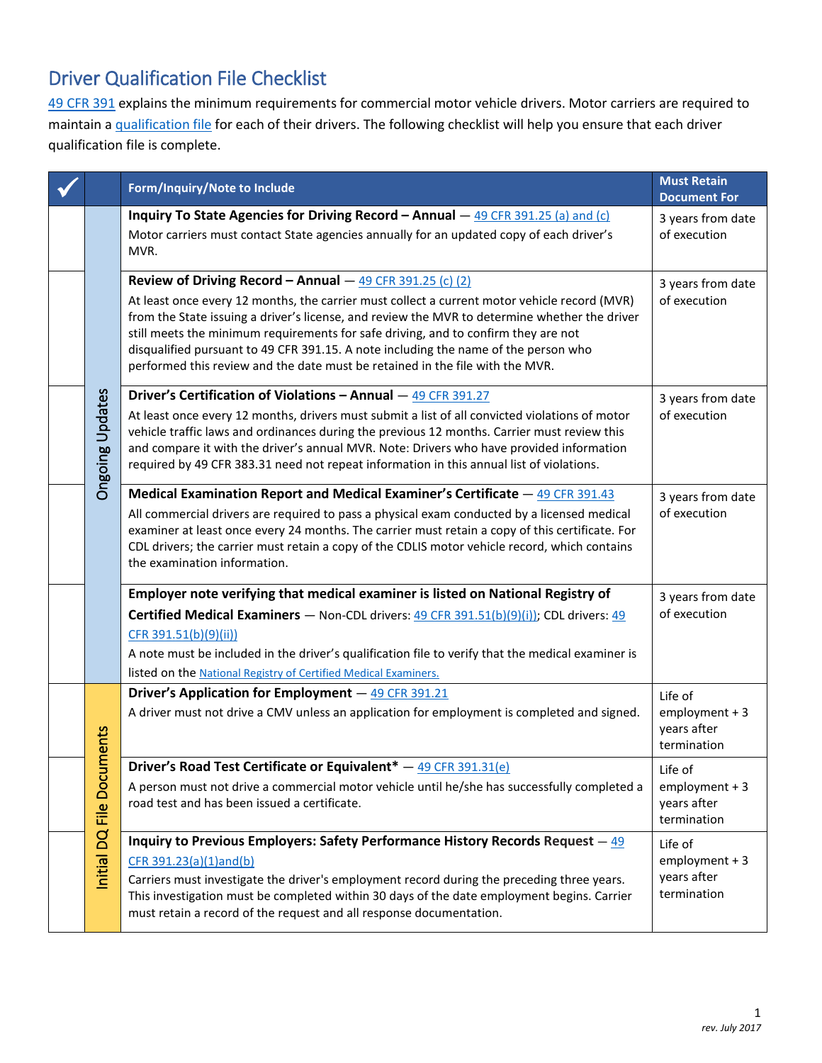# Driver Qualification File Checklist

49 CFR 391 explains the minimum requirements for commercial motor vehicle drivers. Motor carriers are required to maintain a qualification file for each of their drivers. The following checklist will help you ensure that each driver qualification file is complete.

| ✓ | | Form/Inquiry/Note to Include | Must Retain Document For |
|---|---|---|---|
| | Ongoing Updates | **Inquiry To State Agencies for Driving Record – Annual** — 49 CFR 391.25 (a) and (c)<br>Motor carriers must contact State agencies annually for an updated copy of each driver's MVR. | 3 years from date of execution |
| | Ongoing Updates | **Review of Driving Record – Annual** — 49 CFR 391.25 (c) (2)<br>At least once every 12 months, the carrier must collect a current motor vehicle record (MVR) from the State issuing a driver's license, and review the MVR to determine whether the driver still meets the minimum requirements for safe driving, and to confirm they are not disqualified pursuant to 49 CFR 391.15. A note including the name of the person who performed this review and the date must be retained in the file with the MVR. | 3 years from date of execution |
| | Ongoing Updates | **Driver's Certification of Violations – Annual** — 49 CFR 391.27<br>At least once every 12 months, drivers must submit a list of all convicted violations of motor vehicle traffic laws and ordinances during the previous 12 months. Carrier must review this and compare it with the driver's annual MVR. Note: Drivers who have provided information required by 49 CFR 383.31 need not repeat information in this annual list of violations. | 3 years from date of execution |
| | Ongoing Updates | **Medical Examination Report and Medical Examiner's Certificate** — 49 CFR 391.43<br>All commercial drivers are required to pass a physical exam conducted by a licensed medical examiner at least once every 24 months. The carrier must retain a copy of this certificate. For CDL drivers; the carrier must retain a copy of the CDLIS motor vehicle record, which contains the examination information. | 3 years from date of execution |
| | Ongoing Updates | **Employer note verifying that medical examiner is listed on National Registry of Certified Medical Examiners** — Non-CDL drivers: 49 CFR 391.51(b)(9)(i)); CDL drivers: 49 CFR 391.51(b)(9)(ii))<br>A note must be included in the driver's qualification file to verify that the medical examiner is listed on the National Registry of Certified Medical Examiners. | 3 years from date of execution |
| | Initial DQ File Documents | **Driver's Application for Employment** — 49 CFR 391.21<br>A driver must not drive a CMV unless an application for employment is completed and signed. | Life of employment + 3 years after termination |
| | Initial DQ File Documents | **Driver's Road Test Certificate or Equivalent*** — 49 CFR 391.31(e)<br>A person must not drive a commercial motor vehicle until he/she has successfully completed a road test and has been issued a certificate. | Life of employment + 3 years after termination |
| | Initial DQ File Documents | **Inquiry to Previous Employers: Safety Performance History Records Request** — 49 CFR 391.23(a)(1)and(b)<br>Carriers must investigate the driver's employment record during the preceding three years. This investigation must be completed within 30 days of the date employment begins. Carrier must retain a record of the request and all response documentation. | Life of employment + 3 years after termination |

*rev. July 2017*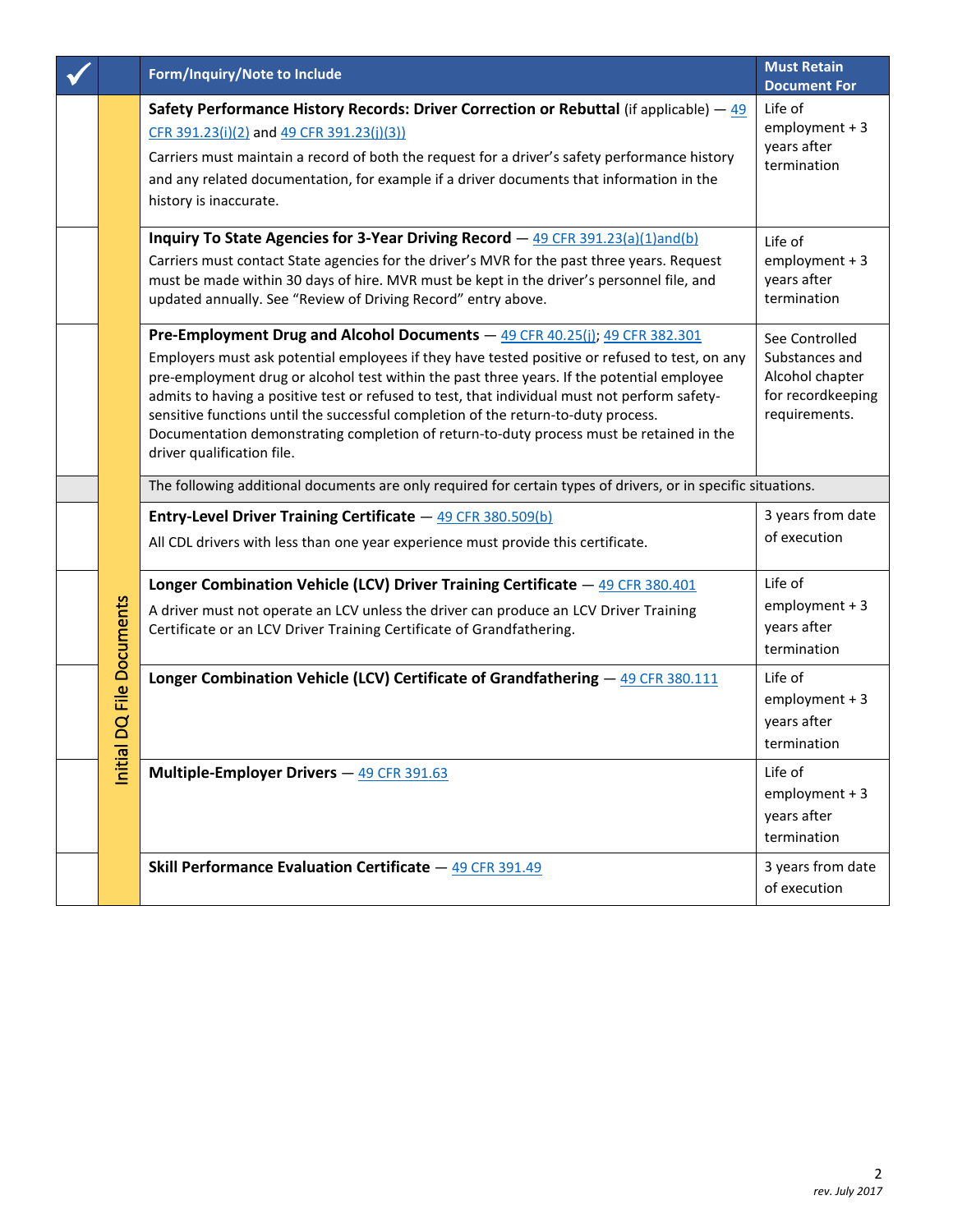| ✓ | | Form/Inquiry/Note to Include | Must Retain Document For |
|---|---|---|---|
| | Initial DQ File Documents | **Safety Performance History Records: Driver Correction or Rebuttal** (if applicable) — 49 CFR 391.23(i)(2) and 49 CFR 391.23(j)(3)) Carriers must maintain a record of both the request for a driver's safety performance history and any related documentation, for example if a driver documents that information in the history is inaccurate. | Life of employment + 3 years after termination |
| | | **Inquiry To State Agencies for 3-Year Driving Record** — 49 CFR 391.23(a)(1)and(b) Carriers must contact State agencies for the driver's MVR for the past three years. Request must be made within 30 days of hire. MVR must be kept in the driver's personnel file, and updated annually. See "Review of Driving Record" entry above. | Life of employment + 3 years after termination |
| | | **Pre-Employment Drug and Alcohol Documents** — 49 CFR 40.25(j); 49 CFR 382.301 Employers must ask potential employees if they have tested positive or refused to test, on any pre-employment drug or alcohol test within the past three years. If the potential employee admits to having a positive test or refused to test, that individual must not perform safety-sensitive functions until the successful completion of the return-to-duty process. Documentation demonstrating completion of return-to-duty process must be retained in the driver qualification file. | See Controlled Substances and Alcohol chapter for recordkeeping requirements. |
| | | The following additional documents are only required for certain types of drivers, or in specific situations. | |
| | | **Entry-Level Driver Training Certificate** — 49 CFR 380.509(b) All CDL drivers with less than one year experience must provide this certificate. | 3 years from date of execution |
| | | **Longer Combination Vehicle (LCV) Driver Training Certificate** — 49 CFR 380.401 A driver must not operate an LCV unless the driver can produce an LCV Driver Training Certificate or an LCV Driver Training Certificate of Grandfathering. | Life of employment + 3 years after termination |
| | | **Longer Combination Vehicle (LCV) Certificate of Grandfathering** — 49 CFR 380.111 | Life of employment + 3 years after termination |
| | | **Multiple-Employer Drivers** — 49 CFR 391.63 | Life of employment + 3 years after termination |
| | | **Skill Performance Evaluation Certificate** — 49 CFR 391.49 | 3 years from date of execution |

*rev. July 2017*